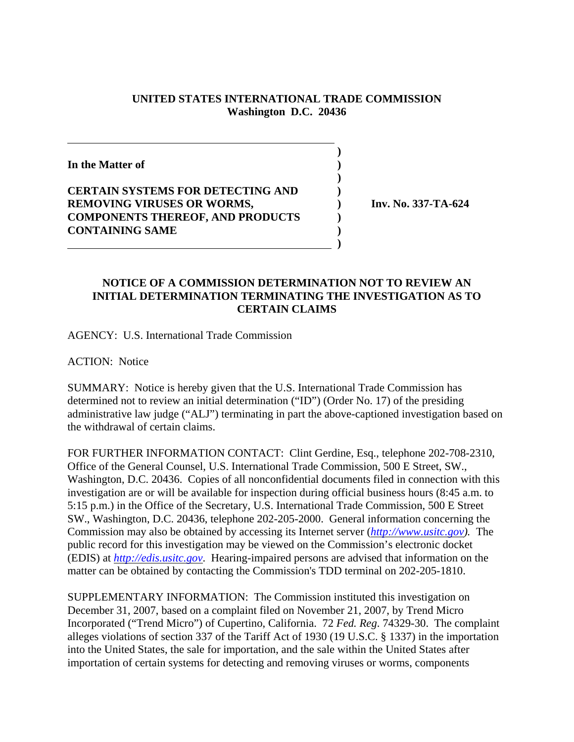**UNITED STATES INTERNATIONAL TRADE COMMISSION**
**Washington D.C. 20436**

**In the Matter of**

**CERTAIN SYSTEMS FOR DETECTING AND REMOVING VIRUSES OR WORMS, COMPONENTS THEREOF, AND PRODUCTS CONTAINING SAME**

**Inv. No. 337-TA-624**

**NOTICE OF A COMMISSION DETERMINATION NOT TO REVIEW AN INITIAL DETERMINATION TERMINATING THE INVESTIGATION AS TO CERTAIN CLAIMS**

AGENCY: U.S. International Trade Commission

ACTION: Notice

SUMMARY: Notice is hereby given that the U.S. International Trade Commission has determined not to review an initial determination ("ID") (Order No. 17) of the presiding administrative law judge ("ALJ") terminating in part the above-captioned investigation based on the withdrawal of certain claims.

FOR FURTHER INFORMATION CONTACT: Clint Gerdine, Esq., telephone 202-708-2310, Office of the General Counsel, U.S. International Trade Commission, 500 E Street, SW., Washington, D.C. 20436. Copies of all nonconfidential documents filed in connection with this investigation are or will be available for inspection during official business hours (8:45 a.m. to 5:15 p.m.) in the Office of the Secretary, U.S. International Trade Commission, 500 E Street SW., Washington, D.C. 20436, telephone 202-205-2000. General information concerning the Commission may also be obtained by accessing its Internet server (*http://www.usitc.gov*). The public record for this investigation may be viewed on the Commission's electronic docket (EDIS) at *http://edis.usitc.gov*. Hearing-impaired persons are advised that information on the matter can be obtained by contacting the Commission's TDD terminal on 202-205-1810.

SUPPLEMENTARY INFORMATION: The Commission instituted this investigation on December 31, 2007, based on a complaint filed on November 21, 2007, by Trend Micro Incorporated ("Trend Micro") of Cupertino, California. 72 *Fed. Reg*. 74329-30. The complaint alleges violations of section 337 of the Tariff Act of 1930 (19 U.S.C. § 1337) in the importation into the United States, the sale for importation, and the sale within the United States after importation of certain systems for detecting and removing viruses or worms, components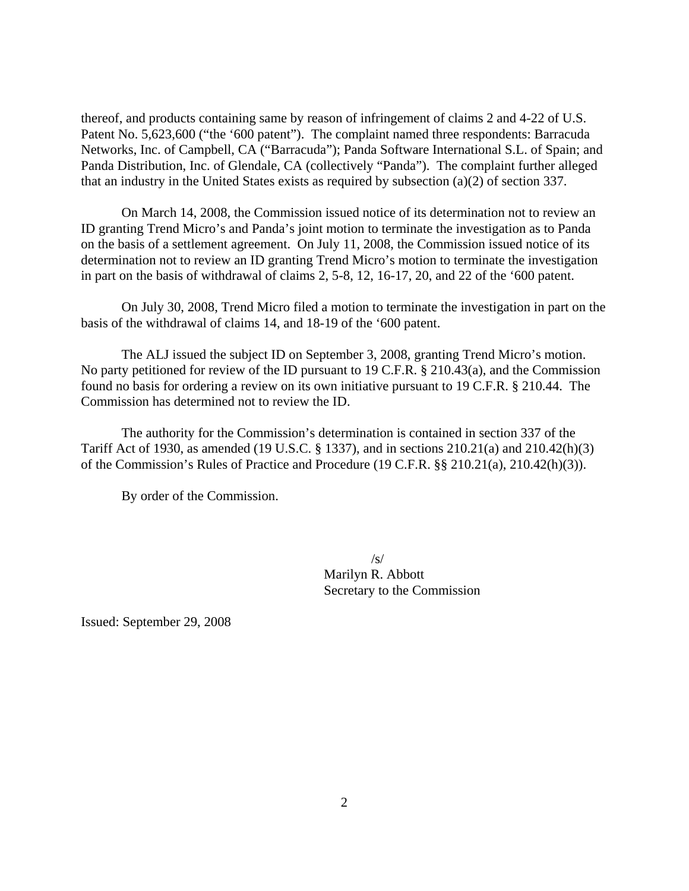thereof, and products containing same by reason of infringement of claims 2 and 4-22 of U.S. Patent No. 5,623,600 ("the '600 patent"). The complaint named three respondents: Barracuda Networks, Inc. of Campbell, CA ("Barracuda"); Panda Software International S.L. of Spain; and Panda Distribution, Inc. of Glendale, CA (collectively "Panda"). The complaint further alleged that an industry in the United States exists as required by subsection (a)(2) of section 337.

On March 14, 2008, the Commission issued notice of its determination not to review an ID granting Trend Micro's and Panda's joint motion to terminate the investigation as to Panda on the basis of a settlement agreement. On July 11, 2008, the Commission issued notice of its determination not to review an ID granting Trend Micro's motion to terminate the investigation in part on the basis of withdrawal of claims 2, 5-8, 12, 16-17, 20, and 22 of the '600 patent.

On July 30, 2008, Trend Micro filed a motion to terminate the investigation in part on the basis of the withdrawal of claims 14, and 18-19 of the '600 patent.

The ALJ issued the subject ID on September 3, 2008, granting Trend Micro's motion. No party petitioned for review of the ID pursuant to 19 C.F.R. § 210.43(a), and the Commission found no basis for ordering a review on its own initiative pursuant to 19 C.F.R. § 210.44. The Commission has determined not to review the ID.

The authority for the Commission's determination is contained in section 337 of the Tariff Act of 1930, as amended (19 U.S.C. § 1337), and in sections 210.21(a) and 210.42(h)(3) of the Commission's Rules of Practice and Procedure (19 C.F.R. §§ 210.21(a), 210.42(h)(3)).

By order of the Commission.

/s/
Marilyn R. Abbott
Secretary to the Commission

Issued: September 29, 2008